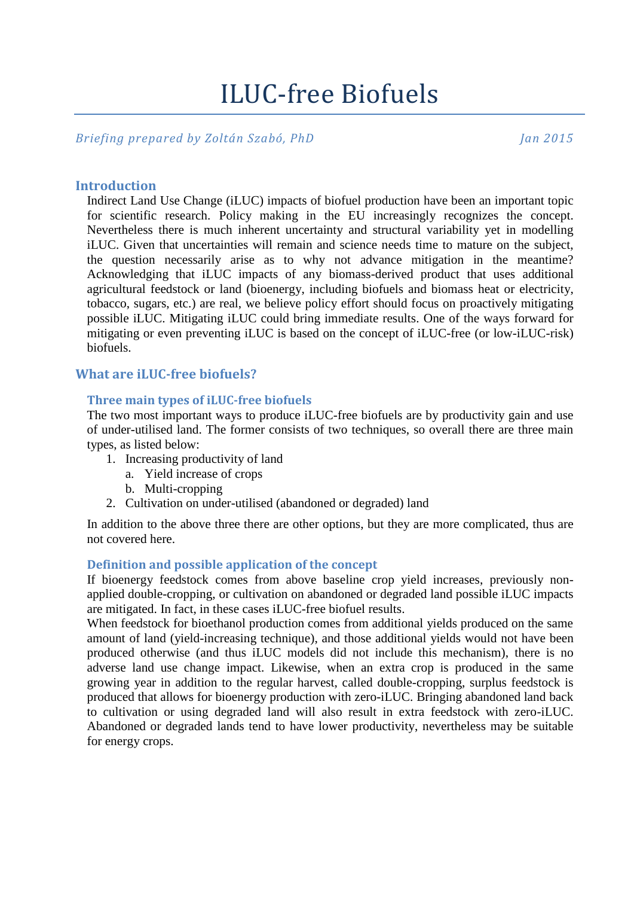# ILUC-free Biofuels

*Briefing prepared by Zoltán Szabó, PhD* *Jan 2015*

## Introduction

Indirect Land Use Change (iLUC) impacts of biofuel production have been an important topic for scientific research. Policy making in the EU increasingly recognizes the concept. Nevertheless there is much inherent uncertainty and structural variability yet in modelling iLUC. Given that uncertainties will remain and science needs time to mature on the subject, the question necessarily arise as to why not advance mitigation in the meantime? Acknowledging that iLUC impacts of any biomass-derived product that uses additional agricultural feedstock or land (bioenergy, including biofuels and biomass heat or electricity, tobacco, sugars, etc.) are real, we believe policy effort should focus on proactively mitigating possible iLUC. Mitigating iLUC could bring immediate results. One of the ways forward for mitigating or even preventing iLUC is based on the concept of iLUC-free (or low-iLUC-risk) biofuels.

## What are iLUC-free biofuels?

### Three main types of iLUC-free biofuels

The two most important ways to produce iLUC-free biofuels are by productivity gain and use of under-utilised land. The former consists of two techniques, so overall there are three main types, as listed below:

1. Increasing productivity of land
    a. Yield increase of crops
    b. Multi-cropping
2. Cultivation on under-utilised (abandoned or degraded) land

In addition to the above three there are other options, but they are more complicated, thus are not covered here.

### Definition and possible application of the concept

If bioenergy feedstock comes from above baseline crop yield increases, previously non-applied double-cropping, or cultivation on abandoned or degraded land possible iLUC impacts are mitigated. In fact, in these cases iLUC-free biofuel results.

When feedstock for bioethanol production comes from additional yields produced on the same amount of land (yield-increasing technique), and those additional yields would not have been produced otherwise (and thus iLUC models did not include this mechanism), there is no adverse land use change impact. Likewise, when an extra crop is produced in the same growing year in addition to the regular harvest, called double-cropping, surplus feedstock is produced that allows for bioenergy production with zero-iLUC. Bringing abandoned land back to cultivation or using degraded land will also result in extra feedstock with zero-iLUC. Abandoned or degraded lands tend to have lower productivity, nevertheless may be suitable for energy crops.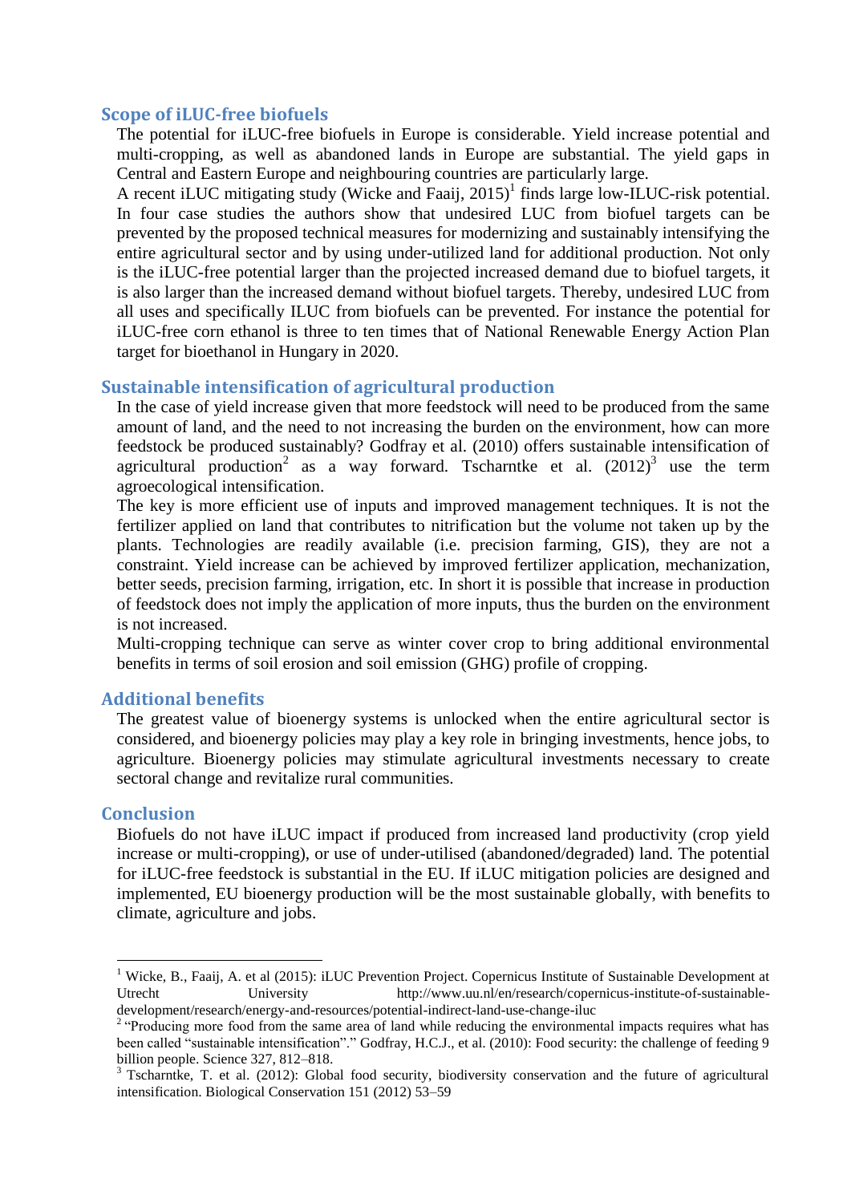## Scope of iLUC-free biofuels

The potential for iLUC-free biofuels in Europe is considerable. Yield increase potential and multi-cropping, as well as abandoned lands in Europe are substantial. The yield gaps in Central and Eastern Europe and neighbouring countries are particularly large.

A recent iLUC mitigating study (Wicke and Faaij, 2015)[1] finds large low-ILUC-risk potential. In four case studies the authors show that undesired LUC from biofuel targets can be prevented by the proposed technical measures for modernizing and sustainably intensifying the entire agricultural sector and by using under-utilized land for additional production. Not only is the iLUC-free potential larger than the projected increased demand due to biofuel targets, it is also larger than the increased demand without biofuel targets. Thereby, undesired LUC from all uses and specifically ILUC from biofuels can be prevented. For instance the potential for iLUC-free corn ethanol is three to ten times that of National Renewable Energy Action Plan target for bioethanol in Hungary in 2020.

## Sustainable intensification of agricultural production

In the case of yield increase given that more feedstock will need to be produced from the same amount of land, and the need to not increasing the burden on the environment, how can more feedstock be produced sustainably? Godfray et al. (2010) offers sustainable intensification of agricultural production[2] as a way forward. Tscharntke et al. (2012)[3] use the term agroecological intensification.

The key is more efficient use of inputs and improved management techniques. It is not the fertilizer applied on land that contributes to nitrification but the volume not taken up by the plants. Technologies are readily available (i.e. precision farming, GIS), they are not a constraint. Yield increase can be achieved by improved fertilizer application, mechanization, better seeds, precision farming, irrigation, etc. In short it is possible that increase in production of feedstock does not imply the application of more inputs, thus the burden on the environment is not increased.

Multi-cropping technique can serve as winter cover crop to bring additional environmental benefits in terms of soil erosion and soil emission (GHG) profile of cropping.

## Additional benefits

The greatest value of bioenergy systems is unlocked when the entire agricultural sector is considered, and bioenergy policies may play a key role in bringing investments, hence jobs, to agriculture. Bioenergy policies may stimulate agricultural investments necessary to create sectoral change and revitalize rural communities.

## Conclusion

Biofuels do not have iLUC impact if produced from increased land productivity (crop yield increase or multi-cropping), or use of under-utilised (abandoned/degraded) land. The potential for iLUC-free feedstock is substantial in the EU. If iLUC mitigation policies are designed and implemented, EU bioenergy production will be the most sustainable globally, with benefits to climate, agriculture and jobs.

---

[1] Wicke, B., Faaij, A. et al (2015): iLUC Prevention Project. Copernicus Institute of Sustainable Development at Utrecht University http://www.uu.nl/en/research/copernicus-institute-of-sustainable-development/research/energy-and-resources/potential-indirect-land-use-change-iluc

[2] "Producing more food from the same area of land while reducing the environmental impacts requires what has been called "sustainable intensification"." Godfray, H.C.J., et al. (2010): Food security: the challenge of feeding 9 billion people. Science 327, 812–818.

[3] Tscharntke, T. et al. (2012): Global food security, biodiversity conservation and the future of agricultural intensification. Biological Conservation 151 (2012) 53–59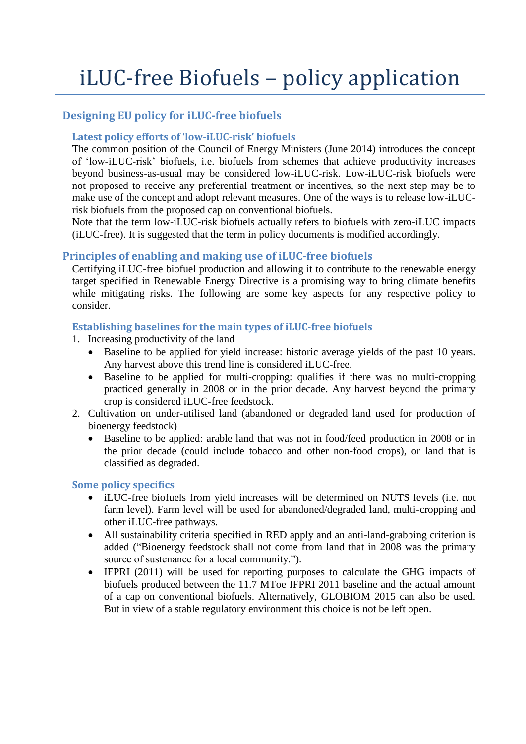# iLUC-free Biofuels – policy application

## Designing EU policy for iLUC-free biofuels

### Latest policy efforts of 'low-iLUC-risk' biofuels

The common position of the Council of Energy Ministers (June 2014) introduces the concept of 'low-iLUC-risk' biofuels, i.e. biofuels from schemes that achieve productivity increases beyond business-as-usual may be considered low-iLUC-risk. Low-iLUC-risk biofuels were not proposed to receive any preferential treatment or incentives, so the next step may be to make use of the concept and adopt relevant measures. One of the ways is to release low-iLUC-risk biofuels from the proposed cap on conventional biofuels.

Note that the term low-iLUC-risk biofuels actually refers to biofuels with zero-iLUC impacts (iLUC-free). It is suggested that the term in policy documents is modified accordingly.

## Principles of enabling and making use of iLUC-free biofuels

Certifying iLUC-free biofuel production and allowing it to contribute to the renewable energy target specified in Renewable Energy Directive is a promising way to bring climate benefits while mitigating risks. The following are some key aspects for any respective policy to consider.

### Establishing baselines for the main types of iLUC-free biofuels

1. Increasing productivity of the land
   - Baseline to be applied for yield increase: historic average yields of the past 10 years. Any harvest above this trend line is considered iLUC-free.
   - Baseline to be applied for multi-cropping: qualifies if there was no multi-cropping practiced generally in 2008 or in the prior decade. Any harvest beyond the primary crop is considered iLUC-free feedstock.
2. Cultivation on under-utilised land (abandoned or degraded land used for production of bioenergy feedstock)
   - Baseline to be applied: arable land that was not in food/feed production in 2008 or in the prior decade (could include tobacco and other non-food crops), or land that is classified as degraded.

### Some policy specifics

- iLUC-free biofuels from yield increases will be determined on NUTS levels (i.e. not farm level). Farm level will be used for abandoned/degraded land, multi-cropping and other iLUC-free pathways.
- All sustainability criteria specified in RED apply and an anti-land-grabbing criterion is added ("Bioenergy feedstock shall not come from land that in 2008 was the primary source of sustenance for a local community.").
- IFPRI (2011) will be used for reporting purposes to calculate the GHG impacts of biofuels produced between the 11.7 MToe IFPRI 2011 baseline and the actual amount of a cap on conventional biofuels. Alternatively, GLOBIOM 2015 can also be used. But in view of a stable regulatory environment this choice is not be left open.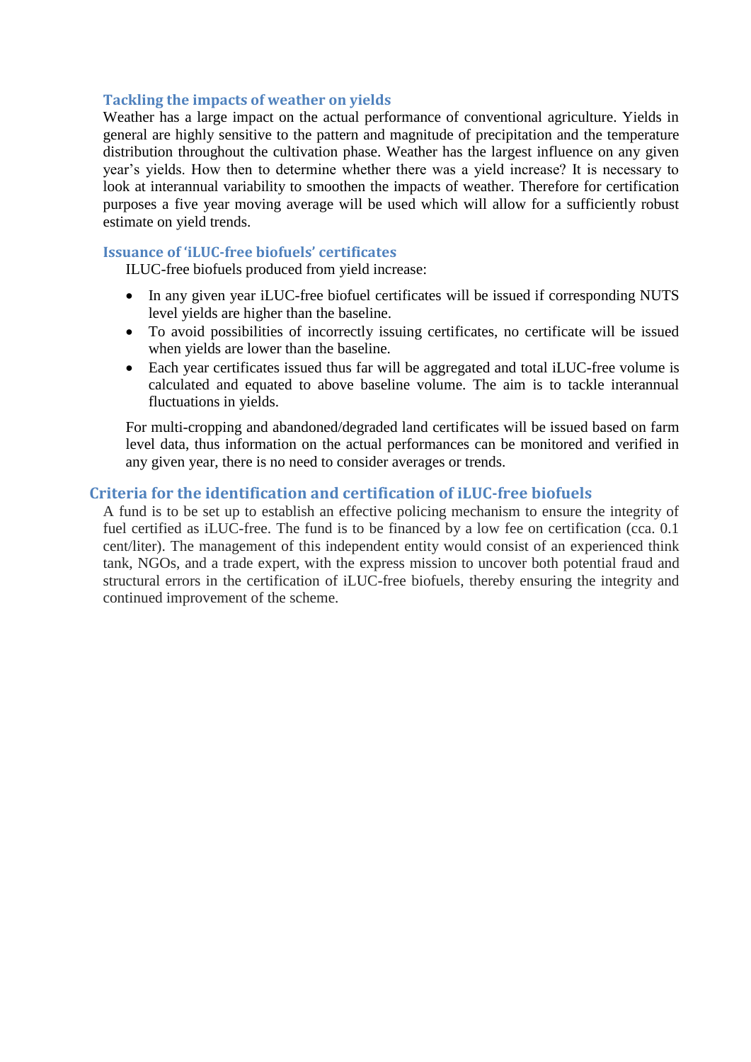### Tackling the impacts of weather on yields

Weather has a large impact on the actual performance of conventional agriculture. Yields in general are highly sensitive to the pattern and magnitude of precipitation and the temperature distribution throughout the cultivation phase. Weather has the largest influence on any given year's yields. How then to determine whether there was a yield increase? It is necessary to look at interannual variability to smoothen the impacts of weather. Therefore for certification purposes a five year moving average will be used which will allow for a sufficiently robust estimate on yield trends.

### Issuance of 'iLUC-free biofuels' certificates

ILUC-free biofuels produced from yield increase:

- In any given year iLUC-free biofuel certificates will be issued if corresponding NUTS level yields are higher than the baseline.
- To avoid possibilities of incorrectly issuing certificates, no certificate will be issued when yields are lower than the baseline.
- Each year certificates issued thus far will be aggregated and total iLUC-free volume is calculated and equated to above baseline volume. The aim is to tackle interannual fluctuations in yields.

For multi-cropping and abandoned/degraded land certificates will be issued based on farm level data, thus information on the actual performances can be monitored and verified in any given year, there is no need to consider averages or trends.

## Criteria for the identification and certification of iLUC-free biofuels

A fund is to be set up to establish an effective policing mechanism to ensure the integrity of fuel certified as iLUC-free. The fund is to be financed by a low fee on certification (cca. 0.1 cent/liter). The management of this independent entity would consist of an experienced think tank, NGOs, and a trade expert, with the express mission to uncover both potential fraud and structural errors in the certification of iLUC-free biofuels, thereby ensuring the integrity and continued improvement of the scheme.